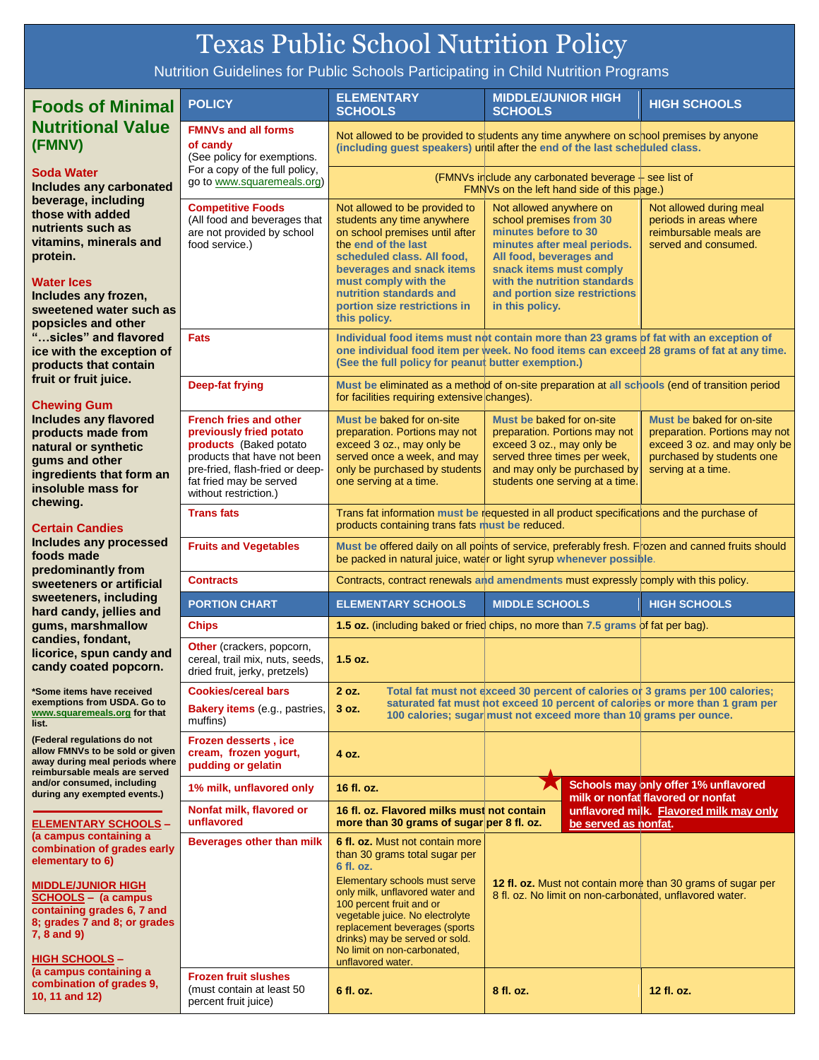# Texas Public School Nutrition Policy

Nutrition Guidelines for Public Schools Participating in Child Nutrition Programs

## Foods of Minimal Nutritional Value (FMNV)

**Soda Water**
**Includes any carbonated beverage, including those with added nutrients such as vitamins, minerals and protein.**

**Water Ices**
**Includes any frozen, sweetened water such as popsicles and other "…sicles" and flavored ice with the exception of products that contain fruit or fruit juice.**

**Chewing Gum**
**Includes any flavored products made from natural or synthetic gums and other ingredients that form an insoluble mass for chewing.**

**Certain Candies**
**Includes any processed foods made predominantly from sweeteners or artificial sweeteners, including hard candy, jellies and gums, marshmallow candies, fondant, licorice, spun candy and candy coated popcorn.**

**\*Some items have received exemptions from USDA. Go to www.squaremeals.org for that list.**

**(Federal regulations do not allow FMNVs to be sold or given away during meal periods where reimbursable meals are served and/or consumed, including during any exempted events.)**

**ELEMENTARY SCHOOLS – (a campus containing a combination of grades early elementary to 6)**

**MIDDLE/JUNIOR HIGH SCHOOLS – (a campus containing grades 6, 7 and 8; grades 7 and 8; or grades 7, 8 and 9)**

**HIGH SCHOOLS – (a campus containing a combination of grades 9, 10, 11 and 12)**

| POLICY | ELEMENTARY SCHOOLS | MIDDLE/JUNIOR HIGH SCHOOLS | HIGH SCHOOLS |
|---|---|---|---|
| **FMNVs and all forms of candy** (See policy for exemptions. For a copy of the full policy, go to www.squaremeals.org) | Not allowed to be provided to students any time anywhere on school premises by anyone **(including guest speakers)** until after the **end of the last scheduled class.** (FMNVs include any carbonated beverage – see list of FMNVs on the left hand side of this page.) | | |
| **Competitive Foods** (All food and beverages that are not provided by school food service.) | Not allowed to be provided to students any time anywhere on school premises until after the **end of the last scheduled class. All food, beverages and snack items must comply with the nutrition standards and portion size restrictions in this policy.** | Not allowed anywhere on school premises **from 30 minutes before to 30 minutes after meal periods. All food, beverages and snack items must comply with the nutrition standards and portion size restrictions in this policy.** | Not allowed during meal periods in areas where reimbursable meals are served and consumed. |
| **Fats** | **Individual food items must not contain more than 23 grams of fat with an exception of one individual food item per week. No food items can exceed 28 grams of fat at any time. (See the full policy for peanut butter exemption.)** | | |
| **Deep-fat frying** | **Must be** eliminated as a method of on-site preparation at **all schools** (end of transition period for facilities requiring extensive changes). | | |
| **French fries and other previously fried potato products** (Baked potato products that have not been pre-fried, flash-fried or deep-fat fried may be served without restriction.) | **Must be** baked for on-site preparation. Portions may not exceed 3 oz., may only be served once a week, and may only be purchased by students one serving at a time. | **Must be** baked for on-site preparation. Portions may not exceed 3 oz., may only be served three times per week, and may only be purchased by students one serving at a time. | **Must be** baked for on-site preparation. Portions may not exceed 3 oz. and may only be purchased by students one serving at a time. |
| **Trans fats** | Trans fat information **must be** requested in all product specifications and the purchase of products containing trans fats **must be** reduced. | | |
| **Fruits and Vegetables** | **Must be** offered daily on all points of service, preferably fresh. Frozen and canned fruits should be packed in natural juice, water or light syrup **whenever possible**. | | |
| **Contracts** | Contracts, contract renewals **and amendments** must expressly comply with this policy. | | |

| PORTION CHART | ELEMENTARY SCHOOLS | MIDDLE SCHOOLS | HIGH SCHOOLS |
|---|---|---|---|
| **Chips** | **1.5 oz.** (including baked or fried chips, no more than **7.5 grams** of fat per bag). | | |
| **Other** (crackers, popcorn, cereal, trail mix, nuts, seeds, dried fruit, jerky, pretzels) | **1.5 oz.** | | |
| **Cookies/cereal bars** | **2 oz.** **Total fat must not exceed 30 percent of calories or 3 grams per 100 calories; saturated fat must not exceed 10 percent of calories or more than 1 gram per 100 calories; sugar must not exceed more than 10 grams per ounce.** | | |
| **Bakery items** (e.g., pastries, muffins) | **3 oz.** | | |
| **Frozen desserts, ice cream, frozen yogurt, pudding or gelatin** | **4 oz.** | | |
| **1% milk, unflavored only** | **16 fl. oz.** | | **Schools may only offer 1% unflavored milk or nonfat flavored or nonfat unflavored milk. Flavored milk may only be served as nonfat.** |
| **Nonfat milk, flavored or unflavored** | **16 fl. oz. Flavored milks must not contain more than 30 grams of sugar per 8 fl. oz.** | | |
| **Beverages other than milk** | **6 fl. oz.** Must not contain more than 30 grams total sugar per **6 fl. oz.** Elementary schools must serve only milk, unflavored water and 100 percent fruit and or vegetable juice. No electrolyte replacement beverages (sports drinks) may be served or sold. No limit on non-carbonated, unflavored water. | **12 fl. oz.** Must not contain more than 30 grams of sugar per 8 fl. oz. No limit on non-carbonated, unflavored water. | |
| **Frozen fruit slushes** (must contain at least 50 percent fruit juice) | **6 fl. oz.** | **8 fl. oz.** | **12 fl. oz.** |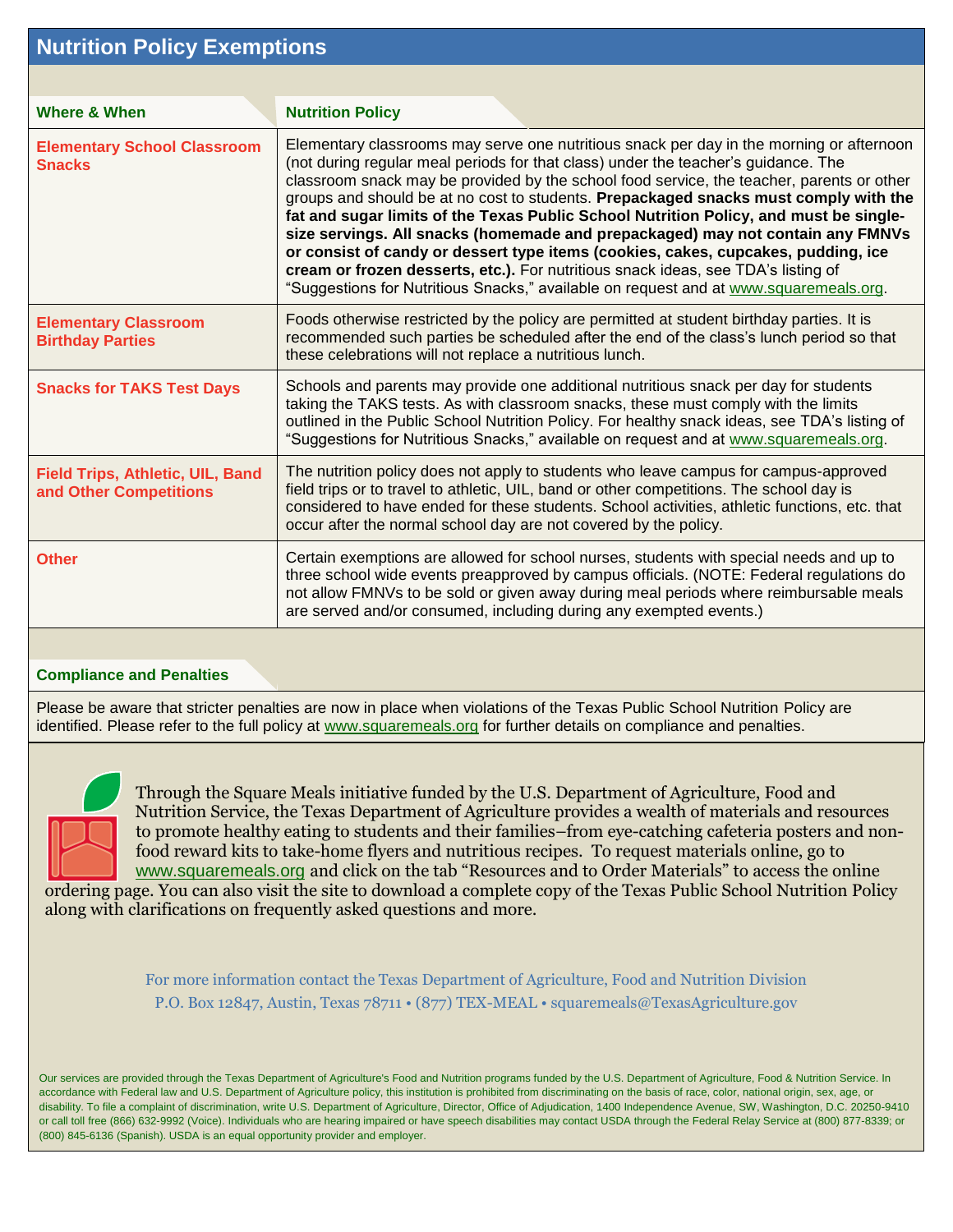## Nutrition Policy Exemptions

| Where & When | Nutrition Policy |
|---|---|
| **Elementary School Classroom Snacks** | Elementary classrooms may serve one nutritious snack per day in the morning or afternoon (not during regular meal periods for that class) under the teacher's guidance. The classroom snack may be provided by the school food service, the teacher, parents or other groups and should be at no cost to students. **Prepackaged snacks must comply with the fat and sugar limits of the Texas Public School Nutrition Policy, and must be single-size servings. All snacks (homemade and prepackaged) may not contain any FMNVs or consist of candy or dessert type items (cookies, cakes, cupcakes, pudding, ice cream or frozen desserts, etc.).** For nutritious snack ideas, see TDA's listing of "Suggestions for Nutritious Snacks," available on request and at www.squaremeals.org. |
| **Elementary Classroom Birthday Parties** | Foods otherwise restricted by the policy are permitted at student birthday parties. It is recommended such parties be scheduled after the end of the class's lunch period so that these celebrations will not replace a nutritious lunch. |
| **Snacks for TAKS Test Days** | Schools and parents may provide one additional nutritious snack per day for students taking the TAKS tests. As with classroom snacks, these must comply with the limits outlined in the Public School Nutrition Policy. For healthy snack ideas, see TDA's listing of "Suggestions for Nutritious Snacks," available on request and at www.squaremeals.org. |
| **Field Trips, Athletic, UIL, Band and Other Competitions** | The nutrition policy does not apply to students who leave campus for campus-approved field trips or to travel to athletic, UIL, band or other competitions. The school day is considered to have ended for these students. School activities, athletic functions, etc. that occur after the normal school day are not covered by the policy. |
| **Other** | Certain exemptions are allowed for school nurses, students with special needs and up to three school wide events preapproved by campus officials. (NOTE: Federal regulations do not allow FMNVs to be sold or given away during meal periods where reimbursable meals are served and/or consumed, including during any exempted events.) |

### Compliance and Penalties

Please be aware that stricter penalties are now in place when violations of the Texas Public School Nutrition Policy are identified. Please refer to the full policy at www.squaremeals.org for further details on compliance and penalties.

Through the Square Meals initiative funded by the U.S. Department of Agriculture, Food and Nutrition Service, the Texas Department of Agriculture provides a wealth of materials and resources to promote healthy eating to students and their families–from eye-catching cafeteria posters and non-food reward kits to take-home flyers and nutritious recipes. To request materials online, go to www.squaremeals.org and click on the tab "Resources and to Order Materials" to access the online ordering page. You can also visit the site to download a complete copy of the Texas Public School Nutrition Policy along with clarifications on frequently asked questions and more.

For more information contact the Texas Department of Agriculture, Food and Nutrition Division
P.O. Box 12847, Austin, Texas 78711 • (877) TEX-MEAL • squaremeals@TexasAgriculture.gov

Our services are provided through the Texas Department of Agriculture's Food and Nutrition programs funded by the U.S. Department of Agriculture, Food & Nutrition Service. In accordance with Federal law and U.S. Department of Agriculture policy, this institution is prohibited from discriminating on the basis of race, color, national origin, sex, age, or disability. To file a complaint of discrimination, write U.S. Department of Agriculture, Director, Office of Adjudication, 1400 Independence Avenue, SW, Washington, D.C. 20250-9410 or call toll free (866) 632-9992 (Voice). Individuals who are hearing impaired or have speech disabilities may contact USDA through the Federal Relay Service at (800) 877-8339; or (800) 845-6136 (Spanish). USDA is an equal opportunity provider and employer.